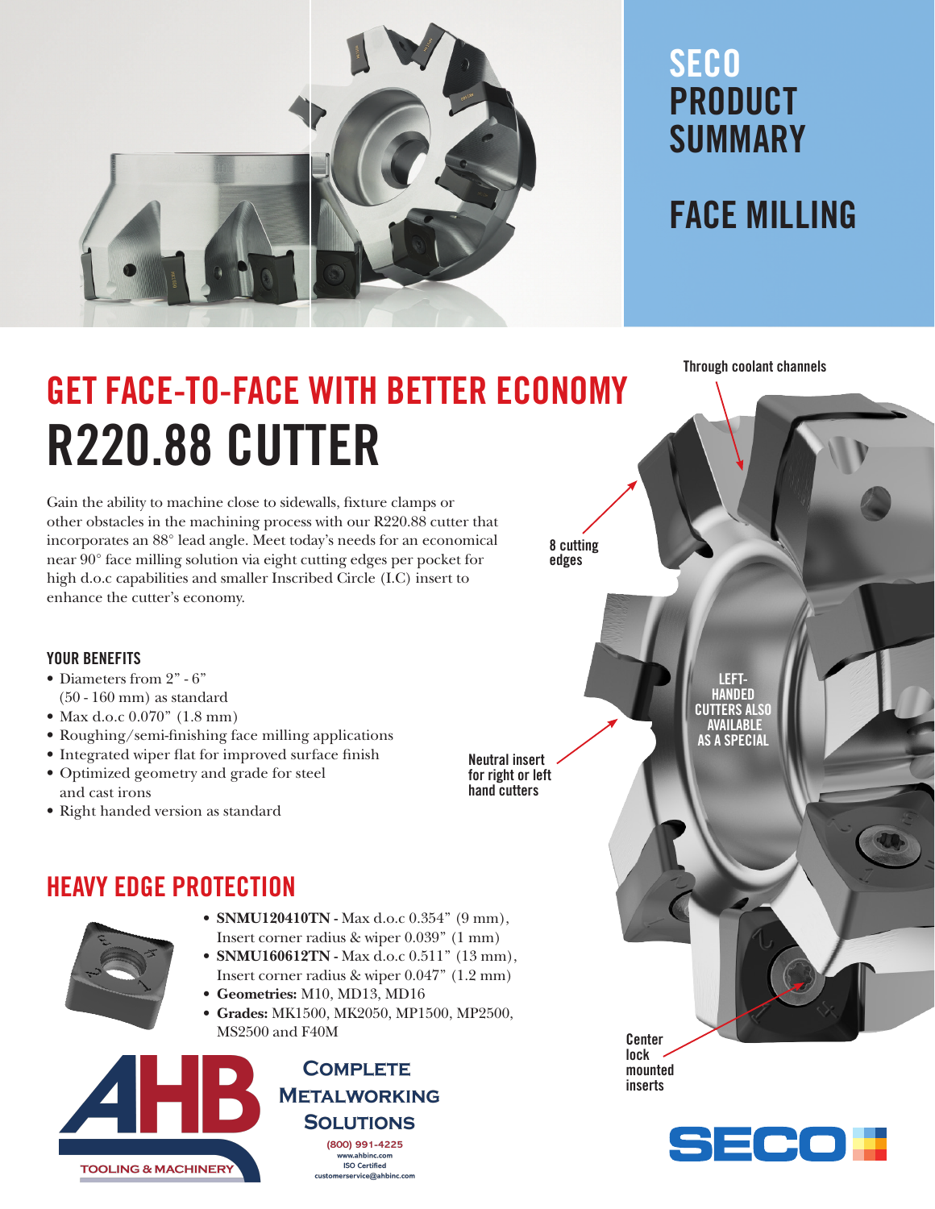# SECO PRODUCT SUMMARY

# FACE MILLING

## GET FACE-TO-FACE WITH BETTER ECONOMY

# R220.88 CUTTER

Gain the ability to machine close to sidewalls, fixture clamps or other obstacles in the machining process with our R220.88 cutter that incorporates an 88° lead angle. Meet today's needs for an economical near 90° face milling solution via eight cutting edges per pocket for high d.o.c capabilities and smaller Inscribed Circle (I.C) insert to enhance the cutter's economy.

Through coolant channels

8 cutting edges

Neutral insert for right or left hand cutters

LEFT-HANDED CUTTERS ALSO AVAILABLE AS A SPECIAL

Center lock mounted inserts

### YOUR BENEFITS

- Diameters from 2" - 6" (50 - 160 mm) as standard
- Max d.o.c 0.070" (1.8 mm)
- Roughing/semi-finishing face milling applications
- Integrated wiper flat for improved surface finish
- Optimized geometry and grade for steel and cast irons
- Right handed version as standard

## HEAVY EDGE PROTECTION

- **SNMU120410TN -** Max d.o.c 0.354" (9 mm), Insert corner radius & wiper 0.039" (1 mm)
- **SNMU160612TN -** Max d.o.c 0.511" (13 mm), Insert corner radius & wiper 0.047" (1.2 mm)
- **Geometries:** M10, MD13, MD16
- **Grades:** MK1500, MK2050, MP1500, MP2500, MS2500 and F40M

AHB TOOLING & MACHINERY

COMPLETE METALWORKING SOLUTIONS

(800) 991-4225
www.ahbinc.com
ISO Certified
customerservice@ahbinc.com

SECO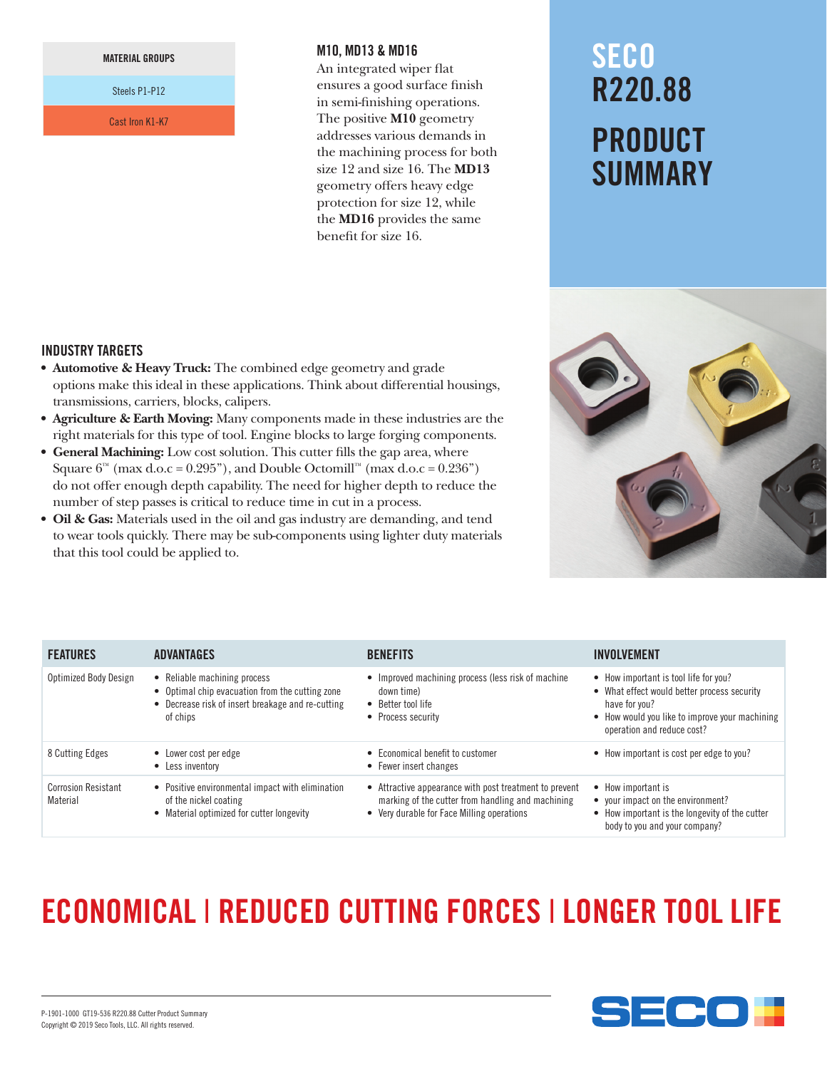# SECO R220.88

# PRODUCT SUMMARY

| MATERIAL GROUPS |
|---|
| Steels P1-P12 |
| Cast Iron K1-K7 |

### M10, MD13 & MD16

An integrated wiper flat ensures a good surface finish in semi-finishing operations. The positive **M10** geometry addresses various demands in the machining process for both size 12 and size 16. The **MD13** geometry offers heavy edge protection for size 12, while the **MD16** provides the same benefit for size 16.

## INDUSTRY TARGETS

- **Automotive & Heavy Truck:** The combined edge geometry and grade options make this ideal in these applications. Think about differential housings, transmissions, carriers, blocks, calipers.
- **Agriculture & Earth Moving:** Many components made in these industries are the right materials for this type of tool. Engine blocks to large forging components.
- **General Machining:** Low cost solution. This cutter fills the gap area, where Square 6™ (max d.o.c = 0.295"), and Double Octomill™ (max d.o.c = 0.236") do not offer enough depth capability. The need for higher depth to reduce the number of step passes is critical to reduce time in cut in a process.
- **Oil & Gas:** Materials used in the oil and gas industry are demanding, and tend to wear tools quickly. There may be sub-components using lighter duty materials that this tool could be applied to.

| FEATURES | ADVANTAGES | BENEFITS | INVOLVEMENT |
|---|---|---|---|
| Optimized Body Design | • Reliable machining process<br>• Optimal chip evacuation from the cutting zone<br>• Decrease risk of insert breakage and re-cutting of chips | • Improved machining process (less risk of machine down time)<br>• Better tool life<br>• Process security | • How important is tool life for you?<br>• What effect would better process security have for you?<br>• How would you like to improve your machining operation and reduce cost? |
| 8 Cutting Edges | • Lower cost per edge<br>• Less inventory | • Economical benefit to customer<br>• Fewer insert changes | • How important is cost per edge to you? |
| Corrosion Resistant Material | • Positive environmental impact with elimination of the nickel coating<br>• Material optimized for cutter longevity | • Attractive appearance with post treatment to prevent marking of the cutter from handling and machining<br>• Very durable for Face Milling operations | • How important is<br>• your impact on the environment?<br>• How important is the longevity of the cutter body to you and your company? |

# ECONOMICAL | REDUCED CUTTING FORCES | LONGER TOOL LIFE

P-1901-1000 GT19-536 R220.88 Cutter Product Summary
Copyright © 2019 Seco Tools, LLC. All rights reserved.

SECO